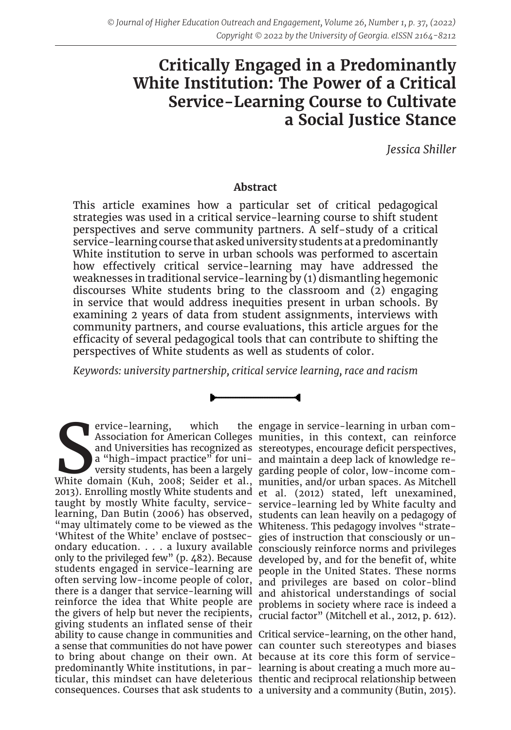# Critically Engaged in a Predominantly White Institution: The Power of a Critical Service-Learning Course to Cultivate a Social Justice Stance

*Jessica Shiller*

## Abstract

This article examines how a particular set of critical pedagogical strategies was used in a critical service-learning course to shift student perspectives and serve community partners. A self-study of a critical service-learning course that asked university students at a predominantly White institution to serve in urban schools was performed to ascertain how effectively critical service-learning may have addressed the weaknesses in traditional service-learning by (1) dismantling hegemonic discourses White students bring to the classroom and (2) engaging in service that would address inequities present in urban schools. By examining 2 years of data from student assignments, interviews with community partners, and course evaluations, this article argues for the efficacy of several pedagogical tools that can contribute to shifting the perspectives of White students as well as students of color.

*Keywords: university partnership, critical service learning, race and racism*

Service-learning, which the Association for American Colleges and Universities has recognized as a "high-impact practice" for university students, has been a largely White domain (Kuh, 2008; Seider et al., 2013). Enrolling mostly White students and taught by mostly White faculty, service-learning, Dan Butin (2006) has observed, "may ultimately come to be viewed as the 'Whitest of the White' enclave of postsecondary education. . . . a luxury available only to the privileged few" (p. 482). Because students engaged in service-learning are often serving low-income people of color, there is a danger that service-learning will reinforce the idea that White people are the givers of help but never the recipients, giving students an inflated sense of their ability to cause change in communities and a sense that communities do not have power to bring about change on their own. At predominantly White institutions, in particular, this mindset can have deleterious consequences. Courses that ask students to engage in service-learning in urban communities, in this context, can reinforce stereotypes, encourage deficit perspectives, and maintain a deep lack of knowledge regarding people of color, low-income communities, and/or urban spaces. As Mitchell et al. (2012) stated, left unexamined, service-learning led by White faculty and students can lean heavily on a pedagogy of Whiteness. This pedagogy involves "strategies of instruction that consciously or unconsciously reinforce norms and privileges developed by, and for the benefit of, white people in the United States. These norms and privileges are based on color-blind and ahistorical understandings of social problems in society where race is indeed a crucial factor" (Mitchell et al., 2012, p. 612).

Critical service-learning, on the other hand, can counter such stereotypes and biases because at its core this form of service-learning is about creating a much more authentic and reciprocal relationship between a university and a community (Butin, 2015).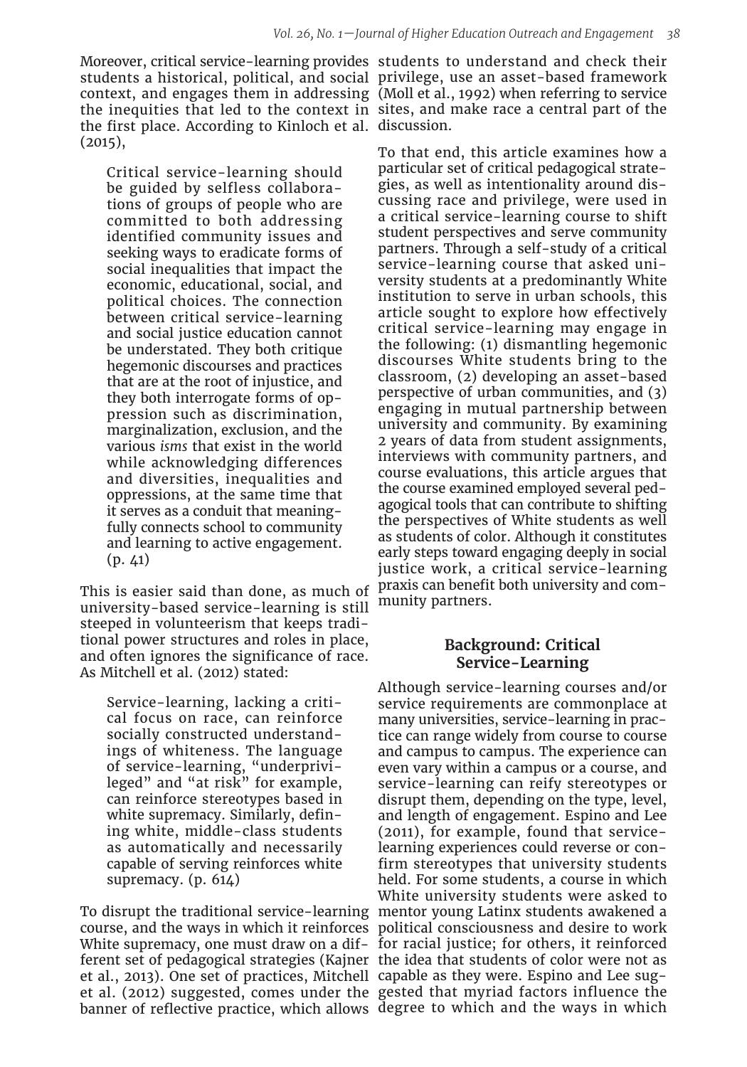Moreover, critical service-learning provides students a historical, political, and social context, and engages them in addressing the inequities that led to the context in the first place. According to Kinloch et al. (2015),

> Critical service-learning should be guided by selfless collaborations of groups of people who are committed to both addressing identified community issues and seeking ways to eradicate forms of social inequalities that impact the economic, educational, social, and political choices. The connection between critical service-learning and social justice education cannot be understated. They both critique hegemonic discourses and practices that are at the root of injustice, and they both interrogate forms of oppression such as discrimination, marginalization, exclusion, and the various *isms* that exist in the world while acknowledging differences and diversities, inequalities and oppressions, at the same time that it serves as a conduit that meaningfully connects school to community and learning to active engagement. (p. 41)

This is easier said than done, as much of university-based service-learning is still steeped in volunteerism that keeps traditional power structures and roles in place, and often ignores the significance of race. As Mitchell et al. (2012) stated:

> Service-learning, lacking a critical focus on race, can reinforce socially constructed understandings of whiteness. The language of service-learning, "underprivileged" and "at risk" for example, can reinforce stereotypes based in white supremacy. Similarly, defining white, middle-class students as automatically and necessarily capable of serving reinforces white supremacy. (p. 614)

To disrupt the traditional service-learning course, and the ways in which it reinforces White supremacy, one must draw on a different set of pedagogical strategies (Kajner et al., 2013). One set of practices, Mitchell et al. (2012) suggested, comes under the banner of reflective practice, which allows students to understand and check their privilege, use an asset-based framework (Moll et al., 1992) when referring to service sites, and make race a central part of the discussion.

To that end, this article examines how a particular set of critical pedagogical strategies, as well as intentionality around discussing race and privilege, were used in a critical service-learning course to shift student perspectives and serve community partners. Through a self-study of a critical service-learning course that asked university students at a predominantly White institution to serve in urban schools, this article sought to explore how effectively critical service-learning may engage in the following: (1) dismantling hegemonic discourses White students bring to the classroom, (2) developing an asset-based perspective of urban communities, and (3) engaging in mutual partnership between university and community. By examining 2 years of data from student assignments, interviews with community partners, and course evaluations, this article argues that the course examined employed several pedagogical tools that can contribute to shifting the perspectives of White students as well as students of color. Although it constitutes early steps toward engaging deeply in social justice work, a critical service-learning praxis can benefit both university and community partners.

## Background: Critical Service-Learning

Although service-learning courses and/or service requirements are commonplace at many universities, service-learning in practice can range widely from course to course and campus to campus. The experience can even vary within a campus or a course, and service-learning can reify stereotypes or disrupt them, depending on the type, level, and length of engagement. Espino and Lee (2011), for example, found that service-learning experiences could reverse or confirm stereotypes that university students held. For some students, a course in which White university students were asked to mentor young Latinx students awakened a political consciousness and desire to work for racial justice; for others, it reinforced the idea that students of color were not as capable as they were. Espino and Lee suggested that myriad factors influence the degree to which and the ways in which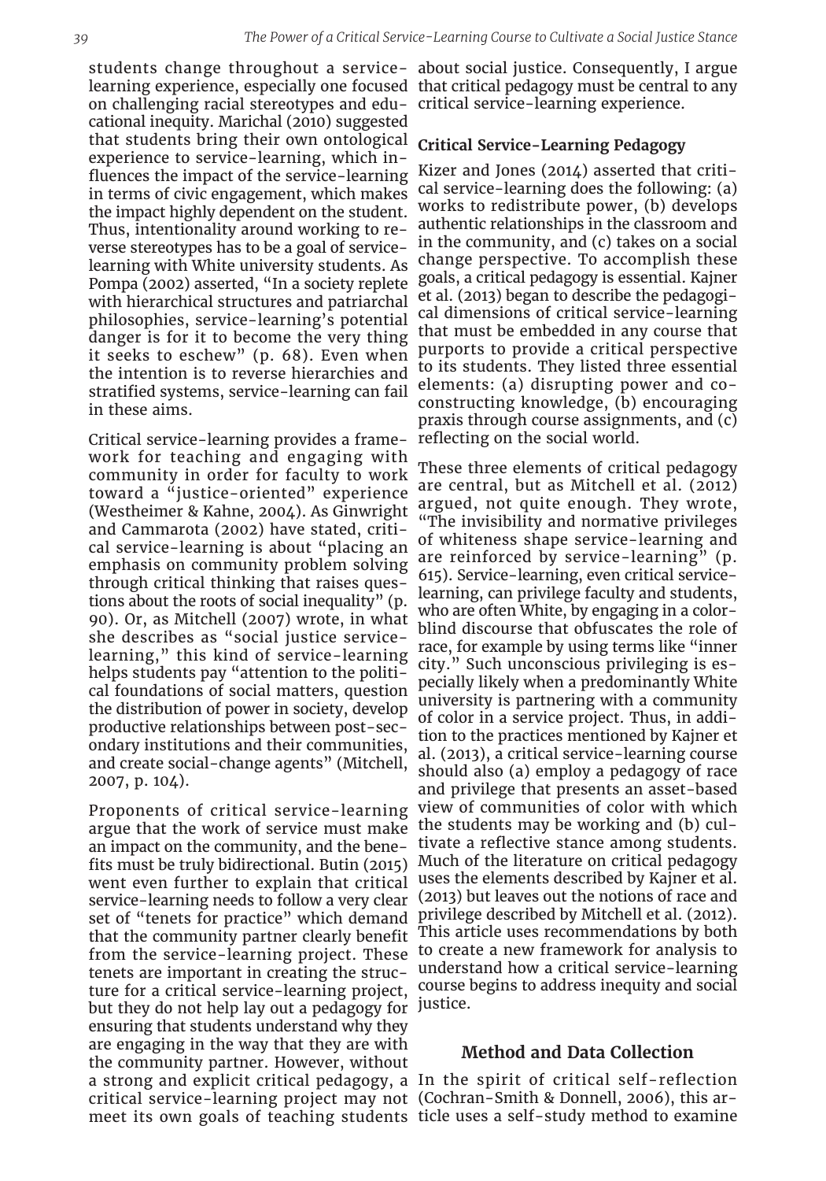students change throughout a service-learning experience, especially one focused on challenging racial stereotypes and educational inequity. Marichal (2010) suggested that students bring their own ontological experience to service-learning, which influences the impact of the service-learning in terms of civic engagement, which makes the impact highly dependent on the student. Thus, intentionality around working to reverse stereotypes has to be a goal of service-learning with White university students. As Pompa (2002) asserted, "In a society replete with hierarchical structures and patriarchal philosophies, service-learning's potential danger is for it to become the very thing it seeks to eschew" (p. 68). Even when the intention is to reverse hierarchies and stratified systems, service-learning can fail in these aims.

Critical service-learning provides a framework for teaching and engaging with community in order for faculty to work toward a "justice-oriented" experience (Westheimer & Kahne, 2004). As Ginwright and Cammarota (2002) have stated, critical service-learning is about "placing an emphasis on community problem solving through critical thinking that raises questions about the roots of social inequality" (p. 90). Or, as Mitchell (2007) wrote, in what she describes as "social justice service-learning," this kind of service-learning helps students pay "attention to the political foundations of social matters, question the distribution of power in society, develop productive relationships between post-secondary institutions and their communities, and create social-change agents" (Mitchell, 2007, p. 104).

Proponents of critical service-learning argue that the work of service must make an impact on the community, and the benefits must be truly bidirectional. Butin (2015) went even further to explain that critical service-learning needs to follow a very clear set of "tenets for practice" which demand that the community partner clearly benefit from the service-learning project. These tenets are important in creating the structure for a critical service-learning project, but they do not help lay out a pedagogy for ensuring that students understand why they are engaging in the way that they are with the community partner. However, without a strong and explicit critical pedagogy, a critical service-learning project may not meet its own goals of teaching students about social justice. Consequently, I argue that critical pedagogy must be central to any critical service-learning experience.

### Critical Service-Learning Pedagogy

Kizer and Jones (2014) asserted that critical service-learning does the following: (a) works to redistribute power, (b) develops authentic relationships in the classroom and in the community, and (c) takes on a social change perspective. To accomplish these goals, a critical pedagogy is essential. Kajner et al. (2013) began to describe the pedagogical dimensions of critical service-learning that must be embedded in any course that purports to provide a critical perspective to its students. They listed three essential elements: (a) disrupting power and co-constructing knowledge, (b) encouraging praxis through course assignments, and (c) reflecting on the social world.

These three elements of critical pedagogy are central, but as Mitchell et al. (2012) argued, not quite enough. They wrote, "The invisibility and normative privileges of whiteness shape service-learning and are reinforced by service-learning" (p. 615). Service-learning, even critical service-learning, can privilege faculty and students, who are often White, by engaging in a colorblind discourse that obfuscates the role of race, for example by using terms like "inner city." Such unconscious privileging is especially likely when a predominantly White university is partnering with a community of color in a service project. Thus, in addition to the practices mentioned by Kajner et al. (2013), a critical service-learning course should also (a) employ a pedagogy of race and privilege that presents an asset-based view of communities of color with which the students may be working and (b) cultivate a reflective stance among students. Much of the literature on critical pedagogy uses the elements described by Kajner et al. (2013) but leaves out the notions of race and privilege described by Mitchell et al. (2012). This article uses recommendations by both to create a new framework for analysis to understand how a critical service-learning course begins to address inequity and social justice.

## Method and Data Collection

In the spirit of critical self-reflection (Cochran-Smith & Donnell, 2006), this article uses a self-study method to examine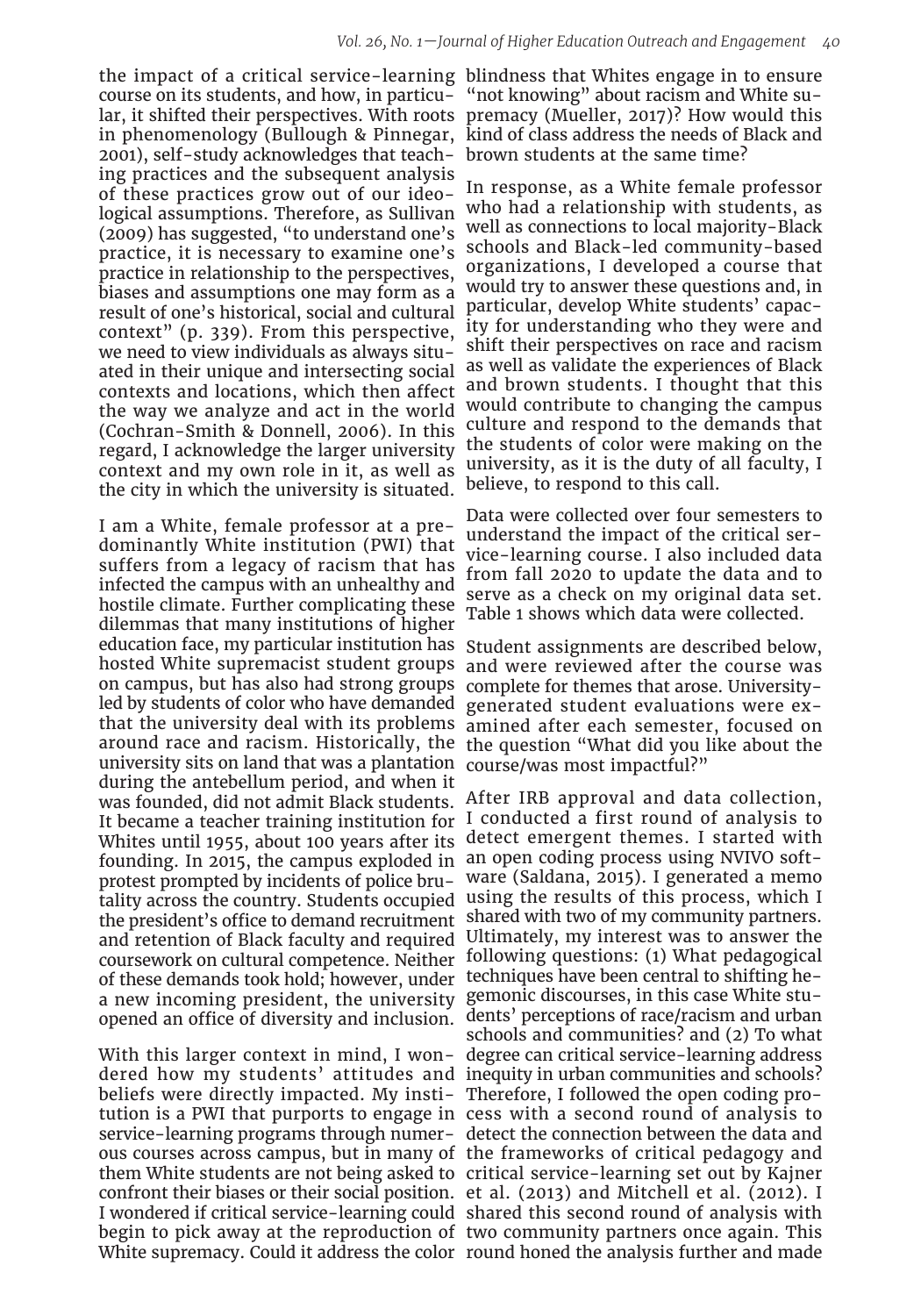the impact of a critical service-learning course on its students, and how, in particular, it shifted their perspectives. With roots in phenomenology (Bullough & Pinnegar, 2001), self-study acknowledges that teaching practices and the subsequent analysis of these practices grow out of our ideological assumptions. Therefore, as Sullivan (2009) has suggested, "to understand one's practice, it is necessary to examine one's practice in relationship to the perspectives, biases and assumptions one may form as a result of one's historical, social and cultural context" (p. 339). From this perspective, we need to view individuals as always situated in their unique and intersecting social contexts and locations, which then affect the way we analyze and act in the world (Cochran-Smith & Donnell, 2006). In this regard, I acknowledge the larger university context and my own role in it, as well as the city in which the university is situated.

I am a White, female professor at a predominantly White institution (PWI) that suffers from a legacy of racism that has infected the campus with an unhealthy and hostile climate. Further complicating these dilemmas that many institutions of higher education face, my particular institution has hosted White supremacist student groups on campus, but has also had strong groups led by students of color who have demanded that the university deal with its problems around race and racism. Historically, the university sits on land that was a plantation during the antebellum period, and when it was founded, did not admit Black students. It became a teacher training institution for Whites until 1955, about 100 years after its founding. In 2015, the campus exploded in protest prompted by incidents of police brutality across the country. Students occupied the president's office to demand recruitment and retention of Black faculty and required coursework on cultural competence. Neither of these demands took hold; however, under a new incoming president, the university opened an office of diversity and inclusion.

With this larger context in mind, I wondered how my students' attitudes and beliefs were directly impacted. My institution is a PWI that purports to engage in service-learning programs through numerous courses across campus, but in many of them White students are not being asked to confront their biases or their social position. I wondered if critical service-learning could begin to pick away at the reproduction of White supremacy. Could it address the color blindness that Whites engage in to ensure "not knowing" about racism and White supremacy (Mueller, 2017)? How would this kind of class address the needs of Black and brown students at the same time?

In response, as a White female professor who had a relationship with students, as well as connections to local majority-Black schools and Black-led community-based organizations, I developed a course that would try to answer these questions and, in particular, develop White students' capacity for understanding who they were and shift their perspectives on race and racism as well as validate the experiences of Black and brown students. I thought that this would contribute to changing the campus culture and respond to the demands that the students of color were making on the university, as it is the duty of all faculty, I believe, to respond to this call.

Data were collected over four semesters to understand the impact of the critical service-learning course. I also included data from fall 2020 to update the data and to serve as a check on my original data set. Table 1 shows which data were collected.

Student assignments are described below, and were reviewed after the course was complete for themes that arose. University-generated student evaluations were examined after each semester, focused on the question "What did you like about the course/was most impactful?"

After IRB approval and data collection, I conducted a first round of analysis to detect emergent themes. I started with an open coding process using NVIVO software (Saldana, 2015). I generated a memo using the results of this process, which I shared with two of my community partners. Ultimately, my interest was to answer the following questions: (1) What pedagogical techniques have been central to shifting hegemonic discourses, in this case White students' perceptions of race/racism and urban schools and communities? and (2) To what degree can critical service-learning address inequity in urban communities and schools? Therefore, I followed the open coding process with a second round of analysis to detect the connection between the data and the frameworks of critical pedagogy and critical service-learning set out by Kajner et al. (2013) and Mitchell et al. (2012). I shared this second round of analysis with two community partners once again. This round honed the analysis further and made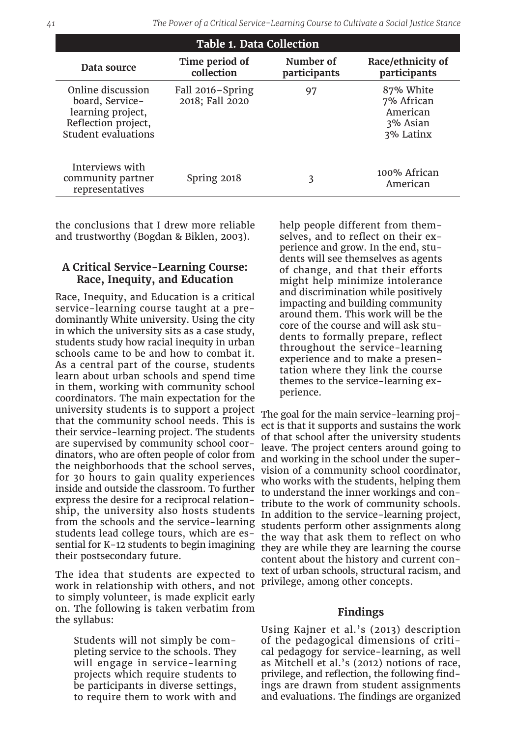**Table 1. Data Collection**

| Data source | Time period of collection | Number of participants | Race/ethnicity of participants |
|---|---|---|---|
| Online discussion board, Service-learning project, Reflection project, Student evaluations | Fall 2016–Spring 2018; Fall 2020 | 97 | 87% White<br>7% African American<br>3% Asian<br>3% Latinx |
| Interviews with community partner representatives | Spring 2018 | 3 | 100% African American |

the conclusions that I drew more reliable and trustworthy (Bogdan & Biklen, 2003).

### A Critical Service-Learning Course: Race, Inequity, and Education

Race, Inequity, and Education is a critical service-learning course taught at a predominantly White university. Using the city in which the university sits as a case study, students study how racial inequity in urban schools came to be and how to combat it. As a central part of the course, students learn about urban schools and spend time in them, working with community school coordinators. The main expectation for the university students is to support a project that the community school needs. This is their service-learning project. The students are supervised by community school coordinators, who are often people of color from the neighborhoods that the school serves, for 30 hours to gain quality experiences inside and outside the classroom. To further express the desire for a reciprocal relationship, the university also hosts students from the schools and the service-learning students lead college tours, which are essential for K-12 students to begin imagining their postsecondary future.

The idea that students are expected to work in relationship with others, and not to simply volunteer, is made explicit early on. The following is taken verbatim from the syllabus:

> Students will not simply be completing service to the schools. They will engage in service-learning projects which require students to be participants in diverse settings, to require them to work with and help people different from themselves, and to reflect on their experience and grow. In the end, students will see themselves as agents of change, and that their efforts might help minimize intolerance and discrimination while positively impacting and building community around them. This work will be the core of the course and will ask students to formally prepare, reflect throughout the service-learning experience and to make a presentation where they link the course themes to the service-learning experience.

The goal for the main service-learning project is that it supports and sustains the work of that school after the university students leave. The project centers around going to and working in the school under the supervision of a community school coordinator, who works with the students, helping them to understand the inner workings and contribute to the work of community schools. In addition to the service-learning project, students perform other assignments along the way that ask them to reflect on who they are while they are learning the course content about the history and current context of urban schools, structural racism, and privilege, among other concepts.

### Findings

Using Kajner et al.'s (2013) description of the pedagogical dimensions of critical pedagogy for service-learning, as well as Mitchell et al.'s (2012) notions of race, privilege, and reflection, the following findings are drawn from student assignments and evaluations. The findings are organized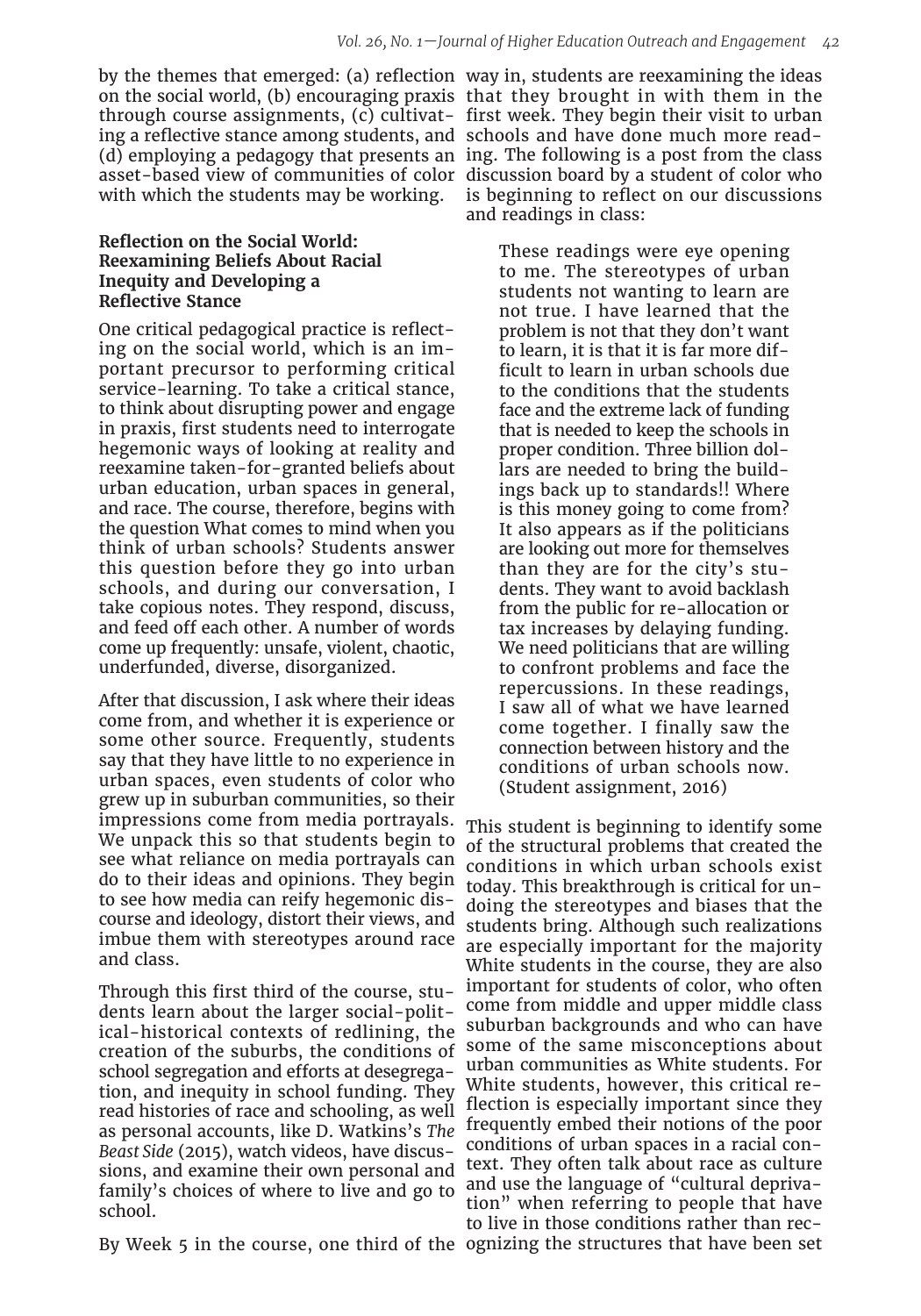by the themes that emerged: (a) reflection on the social world, (b) encouraging praxis through course assignments, (c) cultivating a reflective stance among students, and (d) employing a pedagogy that presents an asset-based view of communities of color with which the students may be working.

### Reflection on the Social World: Reexamining Beliefs About Racial Inequity and Developing a Reflective Stance

One critical pedagogical practice is reflecting on the social world, which is an important precursor to performing critical service-learning. To take a critical stance, to think about disrupting power and engage in praxis, first students need to interrogate hegemonic ways of looking at reality and reexamine taken-for-granted beliefs about urban education, urban spaces in general, and race. The course, therefore, begins with the question What comes to mind when you think of urban schools? Students answer this question before they go into urban schools, and during our conversation, I take copious notes. They respond, discuss, and feed off each other. A number of words come up frequently: unsafe, violent, chaotic, underfunded, diverse, disorganized.

After that discussion, I ask where their ideas come from, and whether it is experience or some other source. Frequently, students say that they have little to no experience in urban spaces, even students of color who grew up in suburban communities, so their impressions come from media portrayals. We unpack this so that students begin to see what reliance on media portrayals can do to their ideas and opinions. They begin to see how media can reify hegemonic discourse and ideology, distort their views, and imbue them with stereotypes around race and class.

Through this first third of the course, students learn about the larger social-political-historical contexts of redlining, the creation of the suburbs, the conditions of school segregation and efforts at desegregation, and inequity in school funding. They read histories of race and schooling, as well as personal accounts, like D. Watkins's *The Beast Side* (2015), watch videos, have discussions, and examine their own personal and family's choices of where to live and go to school.

By Week 5 in the course, one third of the way in, students are reexamining the ideas that they brought in with them in the first week. They begin their visit to urban schools and have done much more reading. The following is a post from the class discussion board by a student of color who is beginning to reflect on our discussions and readings in class:

> These readings were eye opening to me. The stereotypes of urban students not wanting to learn are not true. I have learned that the problem is not that they don't want to learn, it is that it is far more difficult to learn in urban schools due to the conditions that the students face and the extreme lack of funding that is needed to keep the schools in proper condition. Three billion dollars are needed to bring the buildings back up to standards!! Where is this money going to come from? It also appears as if the politicians are looking out more for themselves than they are for the city's students. They want to avoid backlash from the public for re-allocation or tax increases by delaying funding. We need politicians that are willing to confront problems and face the repercussions. In these readings, I saw all of what we have learned come together. I finally saw the connection between history and the conditions of urban schools now. (Student assignment, 2016)

This student is beginning to identify some of the structural problems that created the conditions in which urban schools exist today. This breakthrough is critical for undoing the stereotypes and biases that the students bring. Although such realizations are especially important for the majority White students in the course, they are also important for students of color, who often come from middle and upper middle class suburban backgrounds and who can have some of the same misconceptions about urban communities as White students. For White students, however, this critical reflection is especially important since they frequently embed their notions of the poor conditions of urban spaces in a racial context. They often talk about race as culture and use the language of "cultural deprivation" when referring to people that have to live in those conditions rather than recognizing the structures that have been set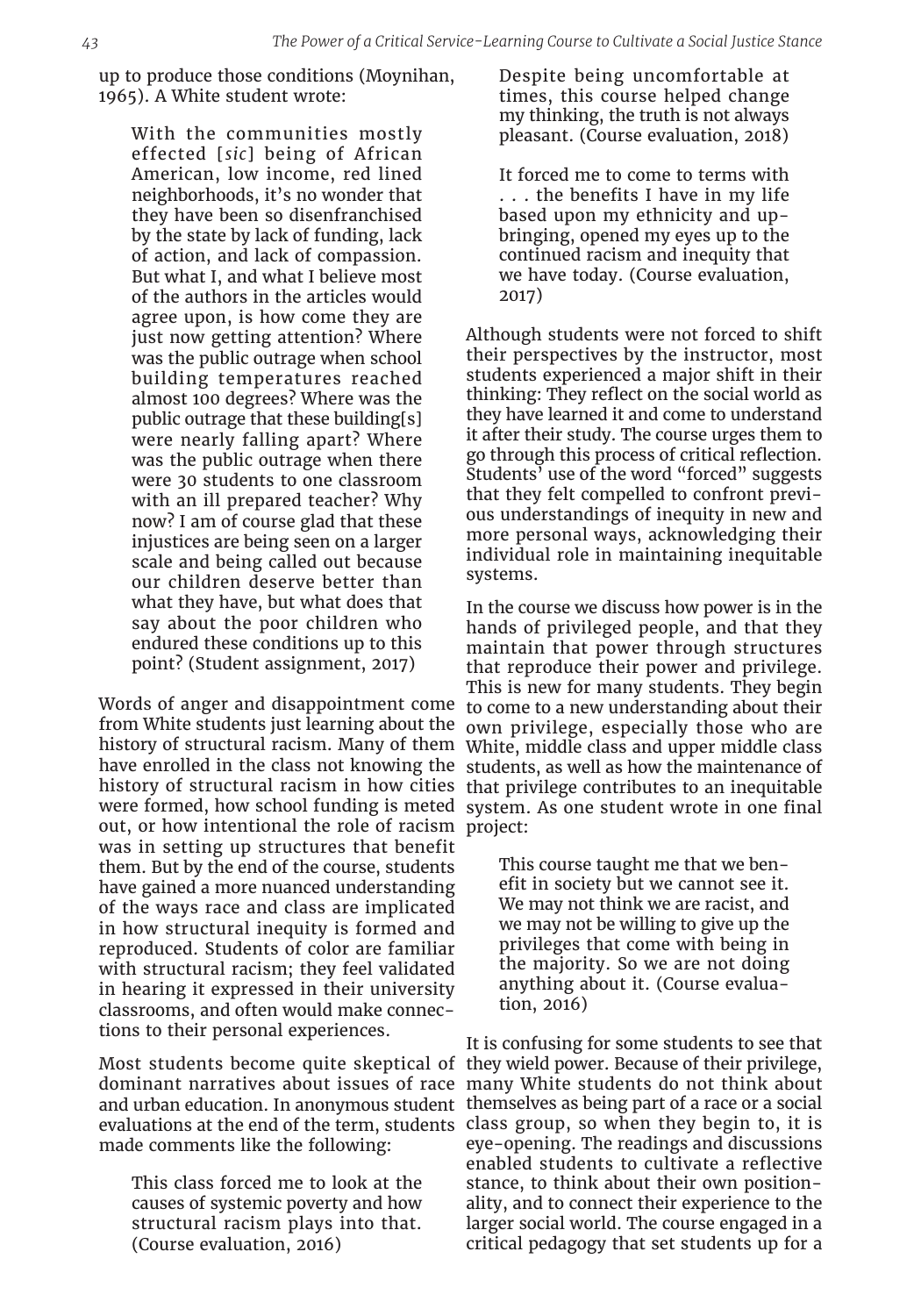up to produce those conditions (Moynihan, 1965). A White student wrote:

> With the communities mostly effected [*sic*] being of African American, low income, red lined neighborhoods, it's no wonder that they have been so disenfranchised by the state by lack of funding, lack of action, and lack of compassion. But what I, and what I believe most of the authors in the articles would agree upon, is how come they are just now getting attention? Where was the public outrage when school building temperatures reached almost 100 degrees? Where was the public outrage that these building[s] were nearly falling apart? Where was the public outrage when there were 30 students to one classroom with an ill prepared teacher? Why now? I am of course glad that these injustices are being seen on a larger scale and being called out because our children deserve better than what they have, but what does that say about the poor children who endured these conditions up to this point? (Student assignment, 2017)

Words of anger and disappointment come from White students just learning about the history of structural racism. Many of them have enrolled in the class not knowing the history of structural racism in how cities were formed, how school funding is meted out, or how intentional the role of racism was in setting up structures that benefit them. But by the end of the course, students have gained a more nuanced understanding of the ways race and class are implicated in how structural inequity is formed and reproduced. Students of color are familiar with structural racism; they feel validated in hearing it expressed in their university classrooms, and often would make connections to their personal experiences.

Most students become quite skeptical of dominant narratives about issues of race and urban education. In anonymous student evaluations at the end of the term, students made comments like the following:

> This class forced me to look at the causes of systemic poverty and how structural racism plays into that. (Course evaluation, 2016)

> Despite being uncomfortable at times, this course helped change my thinking, the truth is not always pleasant. (Course evaluation, 2018)

> It forced me to come to terms with . . . the benefits I have in my life based upon my ethnicity and upbringing, opened my eyes up to the continued racism and inequity that we have today. (Course evaluation, 2017)

Although students were not forced to shift their perspectives by the instructor, most students experienced a major shift in their thinking: They reflect on the social world as they have learned it and come to understand it after their study. The course urges them to go through this process of critical reflection. Students' use of the word "forced" suggests that they felt compelled to confront previous understandings of inequity in new and more personal ways, acknowledging their individual role in maintaining inequitable systems.

In the course we discuss how power is in the hands of privileged people, and that they maintain that power through structures that reproduce their power and privilege. This is new for many students. They begin to come to a new understanding about their own privilege, especially those who are White, middle class and upper middle class students, as well as how the maintenance of that privilege contributes to an inequitable system. As one student wrote in one final project:

> This course taught me that we benefit in society but we cannot see it. We may not think we are racist, and we may not be willing to give up the privileges that come with being in the majority. So we are not doing anything about it. (Course evaluation, 2016)

It is confusing for some students to see that they wield power. Because of their privilege, many White students do not think about themselves as being part of a race or a social class group, so when they begin to, it is eye-opening. The readings and discussions enabled students to cultivate a reflective stance, to think about their own positionality, and to connect their experience to the larger social world. The course engaged in a critical pedagogy that set students up for a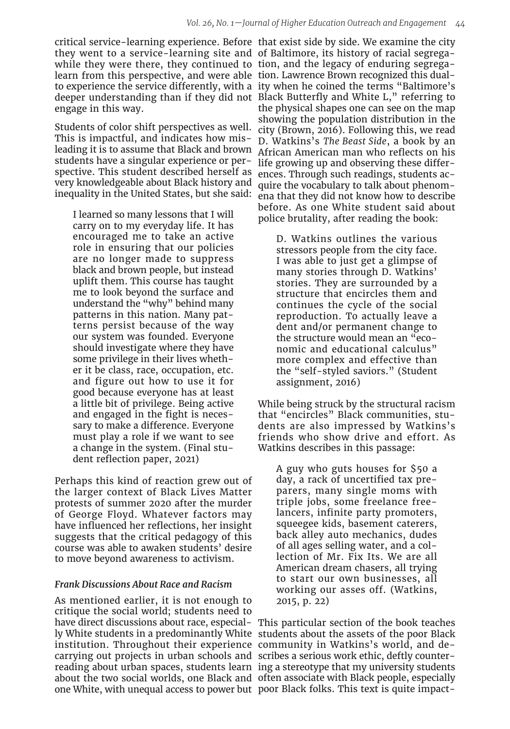critical service-learning experience. Before they went to a service-learning site and while they were there, they continued to learn from this perspective, and were able to experience the service differently, with a deeper understanding than if they did not engage in this way.

Students of color shift perspectives as well. This is impactful, and indicates how misleading it is to assume that Black and brown students have a singular experience or perspective. This student described herself as very knowledgeable about Black history and inequality in the United States, but she said:

> I learned so many lessons that I will carry on to my everyday life. It has encouraged me to take an active role in ensuring that our policies are no longer made to suppress black and brown people, but instead uplift them. This course has taught me to look beyond the surface and understand the "why" behind many patterns in this nation. Many patterns persist because of the way our system was founded. Everyone should investigate where they have some privilege in their lives whether it be class, race, occupation, etc. and figure out how to use it for good because everyone has at least a little bit of privilege. Being active and engaged in the fight is necessary to make a difference. Everyone must play a role if we want to see a change in the system. (Final student reflection paper, 2021)

Perhaps this kind of reaction grew out of the larger context of Black Lives Matter protests of summer 2020 after the murder of George Floyd. Whatever factors may have influenced her reflections, her insight suggests that the critical pedagogy of this course was able to awaken students' desire to move beyond awareness to activism.

### *Frank Discussions About Race and Racism*

As mentioned earlier, it is not enough to critique the social world; students need to have direct discussions about race, especially White students in a predominantly White institution. Throughout their experience carrying out projects in urban schools and reading about urban spaces, students learn about the two social worlds, one Black and one White, with unequal access to power but that exist side by side. We examine the city of Baltimore, its history of racial segregation, and the legacy of enduring segregation. Lawrence Brown recognized this duality when he coined the terms "Baltimore's Black Butterfly and White L," referring to the physical shapes one can see on the map showing the population distribution in the city (Brown, 2016). Following this, we read D. Watkins's *The Beast Side*, a book by an African American man who reflects on his life growing up and observing these differences. Through such readings, students acquire the vocabulary to talk about phenomena that they did not know how to describe before. As one White student said about police brutality, after reading the book:

> D. Watkins outlines the various stressors people from the city face. I was able to just get a glimpse of many stories through D. Watkins' stories. They are surrounded by a structure that encircles them and continues the cycle of the social reproduction. To actually leave a dent and/or permanent change to the structure would mean an "economic and educational calculus" more complex and effective than the "self-styled saviors." (Student assignment, 2016)

While being struck by the structural racism that "encircles" Black communities, students are also impressed by Watkins's friends who show drive and effort. As Watkins describes in this passage:

> A guy who guts houses for $50 a day, a rack of uncertified tax preparers, many single moms with triple jobs, some freelance freelancers, infinite party promoters, squeegee kids, basement caterers, back alley auto mechanics, dudes of all ages selling water, and a collection of Mr. Fix Its. We are all American dream chasers, all trying to start our own businesses, all working our asses off. (Watkins, 2015, p. 22)

This particular section of the book teaches students about the assets of the poor Black community in Watkins's world, and describes a serious work ethic, deftly countering a stereotype that my university students often associate with Black people, especially poor Black folks. This text is quite impact-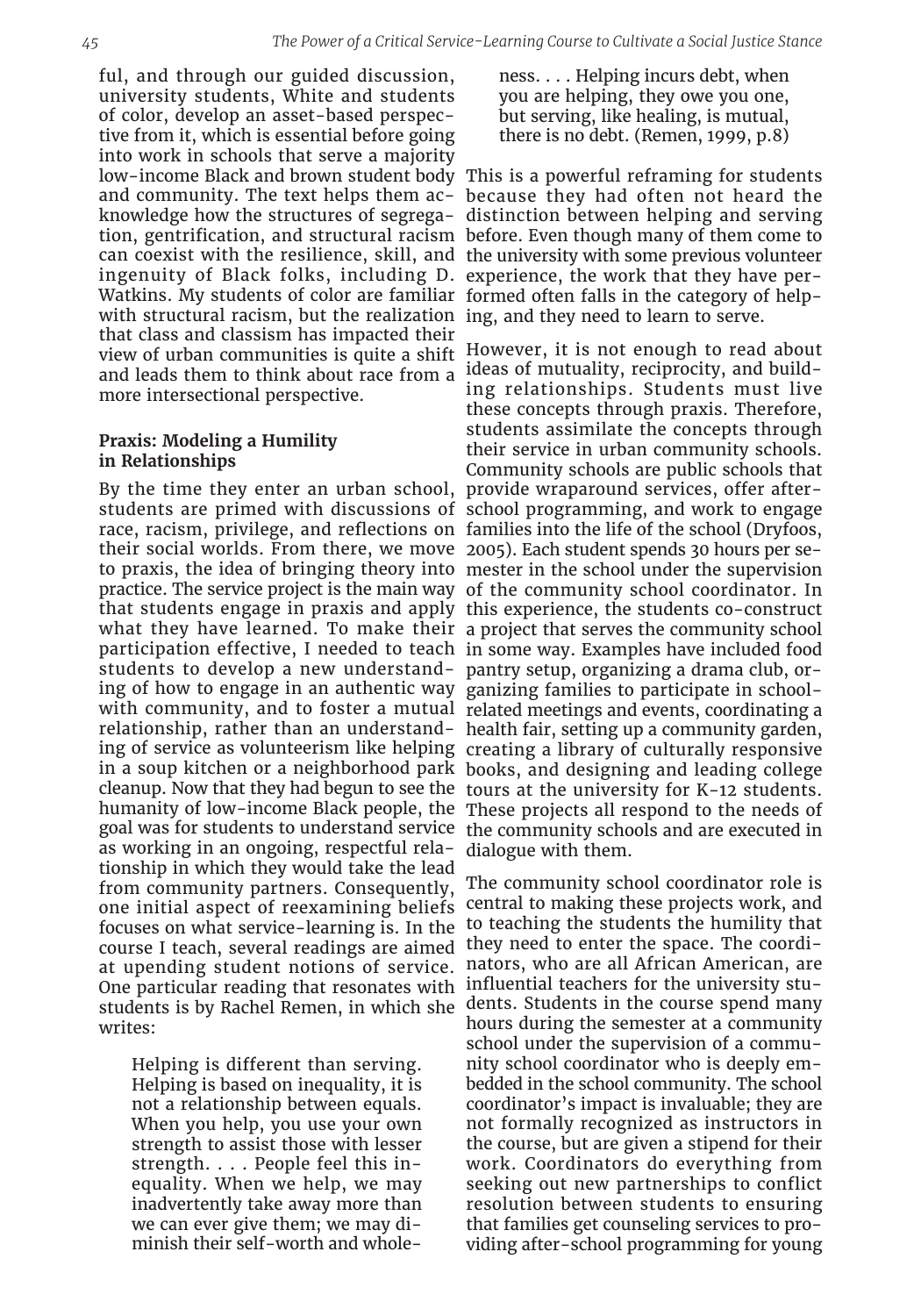ful, and through our guided discussion, university students, White and students of color, develop an asset-based perspective from it, which is essential before going into work in schools that serve a majority low-income Black and brown student body and community. The text helps them acknowledge how the structures of segregation, gentrification, and structural racism can coexist with the resilience, skill, and ingenuity of Black folks, including D. Watkins. My students of color are familiar with structural racism, but the realization that class and classism has impacted their view of urban communities is quite a shift and leads them to think about race from a more intersectional perspective.

### Praxis: Modeling a Humility in Relationships

By the time they enter an urban school, students are primed with discussions of race, racism, privilege, and reflections on their social worlds. From there, we move to praxis, the idea of bringing theory into practice. The service project is the main way that students engage in praxis and apply what they have learned. To make their participation effective, I needed to teach students to develop a new understanding of how to engage in an authentic way with community, and to foster a mutual relationship, rather than an understanding of service as volunteerism like helping in a soup kitchen or a neighborhood park cleanup. Now that they had begun to see the humanity of low-income Black people, the goal was for students to understand service as working in an ongoing, respectful relationship in which they would take the lead from community partners. Consequently, one initial aspect of reexamining beliefs focuses on what service-learning is. In the course I teach, several readings are aimed at upending student notions of service. One particular reading that resonates with students is by Rachel Remen, in which she writes:

> Helping is different than serving. Helping is based on inequality, it is not a relationship between equals. When you help, you use your own strength to assist those with lesser strength. . . . People feel this inequality. When we help, we may inadvertently take away more than we can ever give them; we may diminish their self-worth and wholeness. . . . Helping incurs debt, when you are helping, they owe you one, but serving, like healing, is mutual, there is no debt. (Remen, 1999, p.8)

This is a powerful reframing for students because they had often not heard the distinction between helping and serving before. Even though many of them come to the university with some previous volunteer experience, the work that they have performed often falls in the category of helping, and they need to learn to serve.

However, it is not enough to read about ideas of mutuality, reciprocity, and building relationships. Students must live these concepts through praxis. Therefore, students assimilate the concepts through their service in urban community schools. Community schools are public schools that provide wraparound services, offer after-school programming, and work to engage families into the life of the school (Dryfoos, 2005). Each student spends 30 hours per semester in the school under the supervision of the community school coordinator. In this experience, the students co-construct a project that serves the community school in some way. Examples have included food pantry setup, organizing a drama club, organizing families to participate in school-related meetings and events, coordinating a health fair, setting up a community garden, creating a library of culturally responsive books, and designing and leading college tours at the university for K-12 students. These projects all respond to the needs of the community schools and are executed in dialogue with them.

The community school coordinator role is central to making these projects work, and to teaching the students the humility that they need to enter the space. The coordinators, who are all African American, are influential teachers for the university students. Students in the course spend many hours during the semester at a community school under the supervision of a community school coordinator who is deeply embedded in the school community. The school coordinator's impact is invaluable; they are not formally recognized as instructors in the course, but are given a stipend for their work. Coordinators do everything from seeking out new partnerships to conflict resolution between students to ensuring that families get counseling services to providing after-school programming for young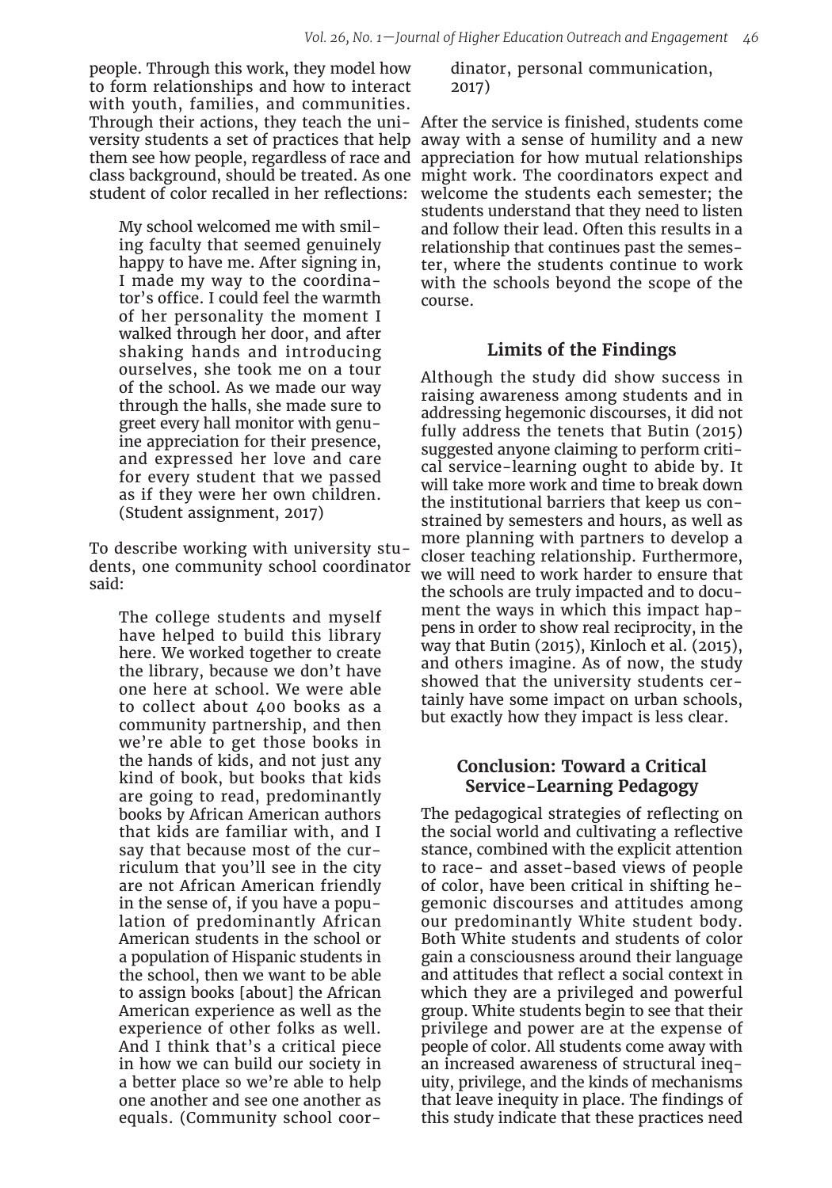people. Through this work, they model how to form relationships and how to interact with youth, families, and communities. Through their actions, they teach the university students a set of practices that help them see how people, regardless of race and class background, should be treated. As one student of color recalled in her reflections:

> My school welcomed me with smiling faculty that seemed genuinely happy to have me. After signing in, I made my way to the coordinator's office. I could feel the warmth of her personality the moment I walked through her door, and after shaking hands and introducing ourselves, she took me on a tour of the school. As we made our way through the halls, she made sure to greet every hall monitor with genuine appreciation for their presence, and expressed her love and care for every student that we passed as if they were her own children. (Student assignment, 2017)

To describe working with university students, one community school coordinator said:

> The college students and myself have helped to build this library here. We worked together to create the library, because we don't have one here at school. We were able to collect about 400 books as a community partnership, and then we're able to get those books in the hands of kids, and not just any kind of book, but books that kids are going to read, predominantly books by African American authors that kids are familiar with, and I say that because most of the curriculum that you'll see in the city are not African American friendly in the sense of, if you have a population of predominantly African American students in the school or a population of Hispanic students in the school, then we want to be able to assign books [about] the African American experience as well as the experience of other folks as well. And I think that's a critical piece in how we can build our society in a better place so we're able to help one another and see one another as equals. (Community school coordinator, personal communication, 2017)

After the service is finished, students come away with a sense of humility and a new appreciation for how mutual relationships might work. The coordinators expect and welcome the students each semester; the students understand that they need to listen and follow their lead. Often this results in a relationship that continues past the semester, where the students continue to work with the schools beyond the scope of the course.

## Limits of the Findings

Although the study did show success in raising awareness among students and in addressing hegemonic discourses, it did not fully address the tenets that Butin (2015) suggested anyone claiming to perform critical service-learning ought to abide by. It will take more work and time to break down the institutional barriers that keep us constrained by semesters and hours, as well as more planning with partners to develop a closer teaching relationship. Furthermore, we will need to work harder to ensure that the schools are truly impacted and to document the ways in which this impact happens in order to show real reciprocity, in the way that Butin (2015), Kinloch et al. (2015), and others imagine. As of now, the study showed that the university students certainly have some impact on urban schools, but exactly how they impact is less clear.

## Conclusion: Toward a Critical Service-Learning Pedagogy

The pedagogical strategies of reflecting on the social world and cultivating a reflective stance, combined with the explicit attention to race- and asset-based views of people of color, have been critical in shifting hegemonic discourses and attitudes among our predominantly White student body. Both White students and students of color gain a consciousness around their language and attitudes that reflect a social context in which they are a privileged and powerful group. White students begin to see that their privilege and power are at the expense of people of color. All students come away with an increased awareness of structural inequity, privilege, and the kinds of mechanisms that leave inequity in place. The findings of this study indicate that these practices need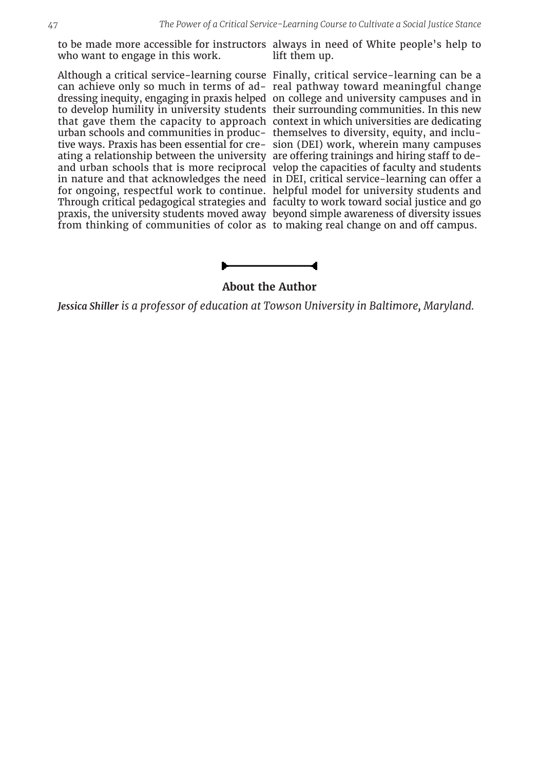to be made more accessible for instructors who want to engage in this work.

Although a critical service-learning course can achieve only so much in terms of addressing inequity, engaging in praxis helped to develop humility in university students that gave them the capacity to approach urban schools and communities in productive ways. Praxis has been essential for creating a relationship between the university and urban schools that is more reciprocal in nature and that acknowledges the need for ongoing, respectful work to continue. Through critical pedagogical strategies and praxis, the university students moved away from thinking of communities of color as always in need of White people's help to lift them up.

Finally, critical service-learning can be a real pathway toward meaningful change on college and university campuses and in their surrounding communities. In this new context in which universities are dedicating themselves to diversity, equity, and inclusion (DEI) work, wherein many campuses are offering trainings and hiring staff to develop the capacities of faculty and students in DEI, critical service-learning can offer a helpful model for university students and faculty to work toward social justice and go beyond simple awareness of diversity issues to making real change on and off campus.

## About the Author

***Jessica Shiller*** *is a professor of education at Towson University in Baltimore, Maryland.*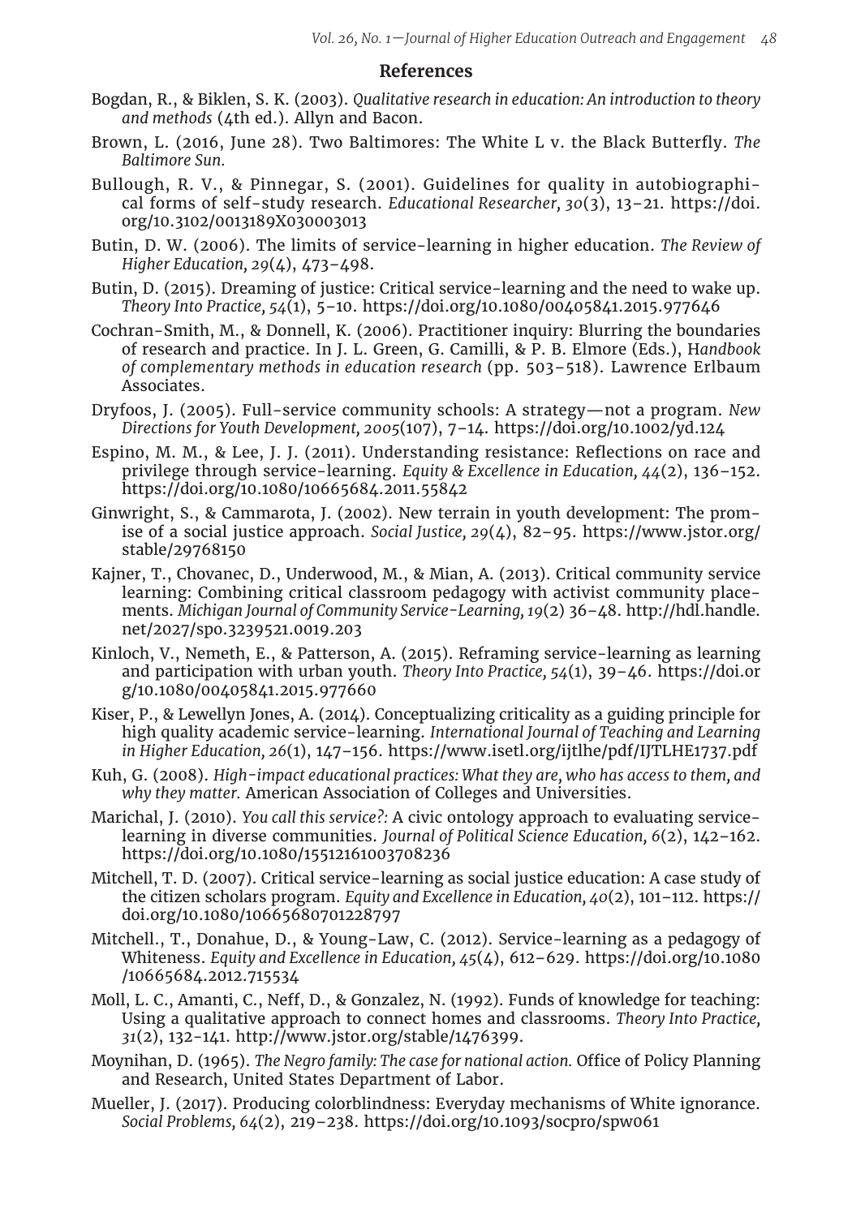## References

Bogdan, R., & Biklen, S. K. (2003). *Qualitative research in education: An introduction to theory and methods* (4th ed.). Allyn and Bacon.

Brown, L. (2016, June 28). Two Baltimores: The White L v. the Black Butterfly. *The Baltimore Sun.*

Bullough, R. V., & Pinnegar, S. (2001). Guidelines for quality in autobiographical forms of self-study research. *Educational Researcher, 30*(3), 13–21. https://doi.org/10.3102/0013189X030003013

Butin, D. W. (2006). The limits of service-learning in higher education. *The Review of Higher Education, 29*(4), 473–498.

Butin, D. (2015). Dreaming of justice: Critical service-learning and the need to wake up. *Theory Into Practice, 54*(1), 5–10. https://doi.org/10.1080/00405841.2015.977646

Cochran-Smith, M., & Donnell, K. (2006). Practitioner inquiry: Blurring the boundaries of research and practice. In J. L. Green, G. Camilli, & P. B. Elmore (Eds.), H*andbook of complementary methods in education research* (pp. 503–518). Lawrence Erlbaum Associates.

Dryfoos, J. (2005). Full-service community schools: A strategy—not a program. *New Directions for Youth Development, 2005*(107), 7–14. https://doi.org/10.1002/yd.124

Espino, M. M., & Lee, J. J. (2011). Understanding resistance: Reflections on race and privilege through service-learning. *Equity & Excellence in Education, 44*(2), 136–152. https://doi.org/10.1080/10665684.2011.55842

Ginwright, S., & Cammarota, J. (2002). New terrain in youth development: The promise of a social justice approach. *Social Justice, 29*(4), 82–95. https://www.jstor.org/stable/29768150

Kajner, T., Chovanec, D., Underwood, M., & Mian, A. (2013). Critical community service learning: Combining critical classroom pedagogy with activist community placements. *Michigan Journal of Community Service-Learning, 19*(2) 36–48. http://hdl.handle.net/2027/spo.3239521.0019.203

Kinloch, V., Nemeth, E., & Patterson, A. (2015). Reframing service-learning as learning and participation with urban youth. *Theory Into Practice, 54*(1), 39–46. https://doi.org/10.1080/00405841.2015.977660

Kiser, P., & Lewellyn Jones, A. (2014). Conceptualizing criticality as a guiding principle for high quality academic service-learning. *International Journal of Teaching and Learning in Higher Education, 26*(1), 147–156. https://www.isetl.org/ijtlhe/pdf/IJTLHE1737.pdf

Kuh, G. (2008). *High-impact educational practices: What they are, who has access to them, and why they matter.* American Association of Colleges and Universities.

Marichal, J. (2010). *You call this service?:* A civic ontology approach to evaluating service-learning in diverse communities. *Journal of Political Science Education, 6*(2), 142–162. https://doi.org/10.1080/15512161003708236

Mitchell, T. D. (2007). Critical service-learning as social justice education: A case study of the citizen scholars program. *Equity and Excellence in Education, 40*(2), 101–112. https://doi.org/10.1080/10665680701228797

Mitchell., T., Donahue, D., & Young-Law, C. (2012). Service-learning as a pedagogy of Whiteness. *Equity and Excellence in Education, 45*(4), 612–629. https://doi.org/10.1080/10665684.2012.715534

Moll, L. C., Amanti, C., Neff, D., & Gonzalez, N. (1992). Funds of knowledge for teaching: Using a qualitative approach to connect homes and classrooms. *Theory Into Practice, 31*(2), 132-141. http://www.jstor.org/stable/1476399.

Moynihan, D. (1965). *The Negro family: The case for national action.* Office of Policy Planning and Research, United States Department of Labor.

Mueller, J. (2017). Producing colorblindness: Everyday mechanisms of White ignorance. *Social Problems, 64*(2), 219–238. https://doi.org/10.1093/socpro/spw061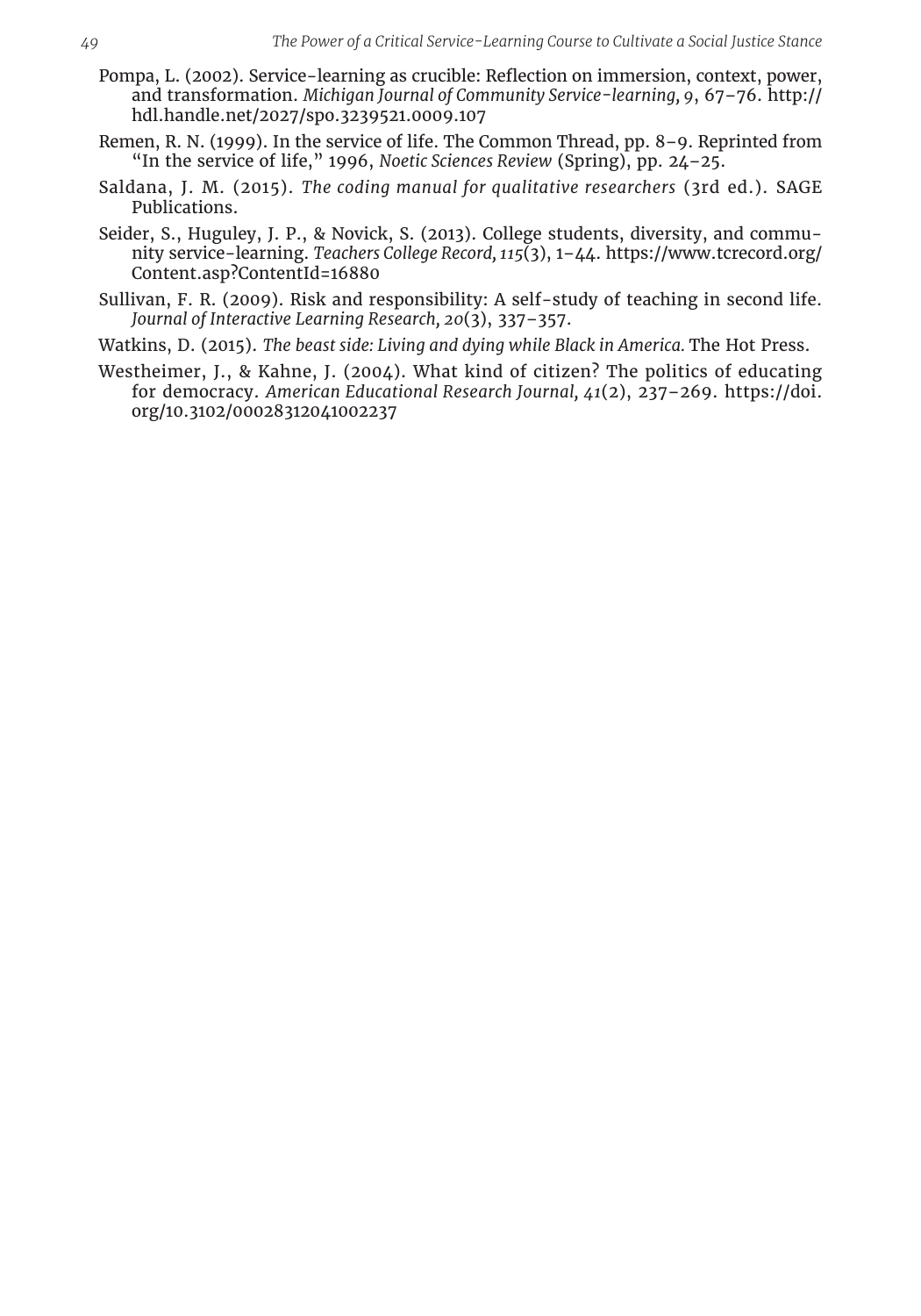Pompa, L. (2002). Service-learning as crucible: Reflection on immersion, context, power, and transformation. *Michigan Journal of Community Service-learning, 9*, 67–76. http://hdl.handle.net/2027/spo.3239521.0009.107

Remen, R. N. (1999). In the service of life. The Common Thread, pp. 8–9. Reprinted from "In the service of life," 1996, *Noetic Sciences Review* (Spring), pp. 24–25.

Saldana, J. M. (2015). *The coding manual for qualitative researchers* (3rd ed.). SAGE Publications.

Seider, S., Huguley, J. P., & Novick, S. (2013). College students, diversity, and community service-learning. *Teachers College Record, 115*(3), 1–44. https://www.tcrecord.org/Content.asp?ContentId=16880

Sullivan, F. R. (2009). Risk and responsibility: A self-study of teaching in second life. *Journal of Interactive Learning Research, 20*(3), 337–357.

Watkins, D. (2015). *The beast side: Living and dying while Black in America.* The Hot Press.

Westheimer, J., & Kahne, J. (2004). What kind of citizen? The politics of educating for democracy. *American Educational Research Journal, 41*(2), 237–269. https://doi.org/10.3102/00028312041002237